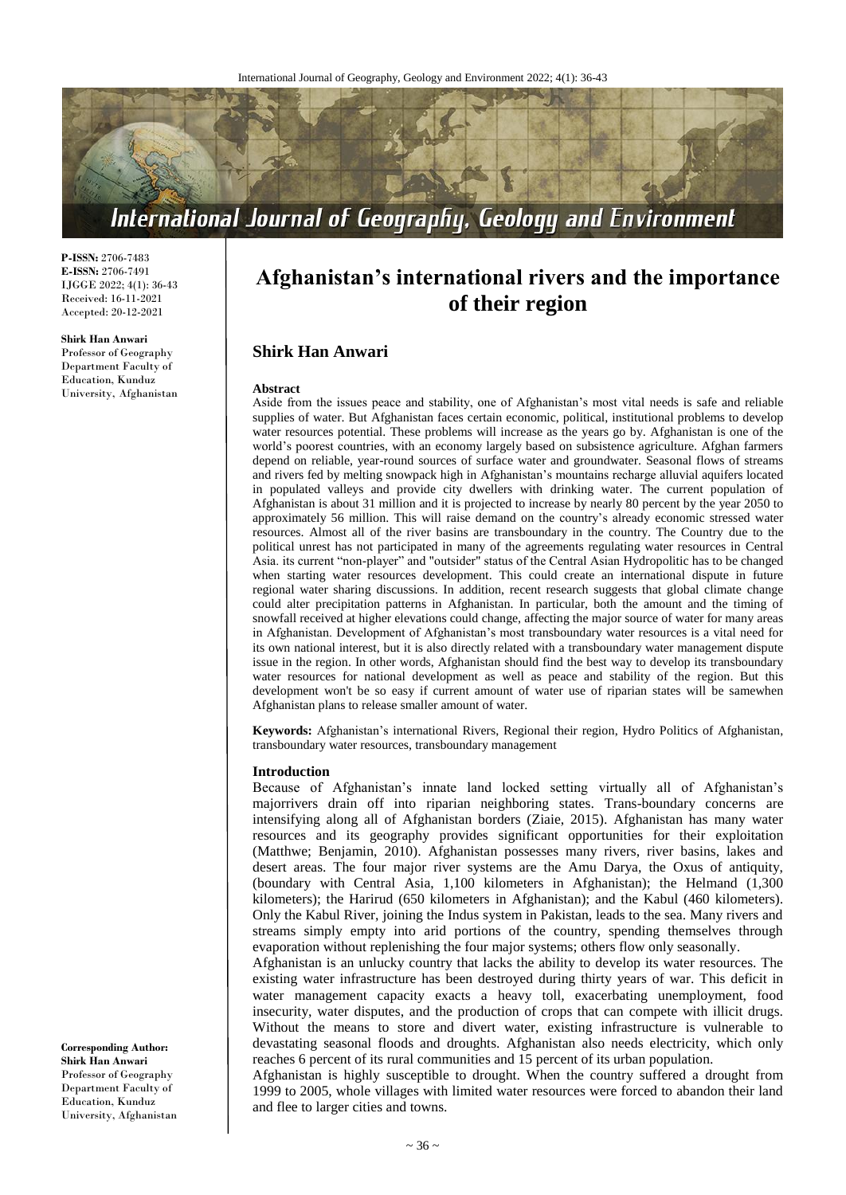**P-ISSN:** 2706-7483
**E-ISSN:** 2706-7491
IJGGE 2022; 4(1): 36-43
Received: 16-11-2021
Accepted: 20-12-2021

**Shirk Han Anwari**
Professor of Geography Department Faculty of Education, Kunduz University, Afghanistan

**Corresponding Author:**
**Shirk Han Anwari**
Professor of Geography Department Faculty of Education, Kunduz University, Afghanistan

# Afghanistan's international rivers and the importance of their region

## Shirk Han Anwari

### Abstract

Aside from the issues peace and stability, one of Afghanistan's most vital needs is safe and reliable supplies of water. But Afghanistan faces certain economic, political, institutional problems to develop water resources potential. These problems will increase as the years go by. Afghanistan is one of the world's poorest countries, with an economy largely based on subsistence agriculture. Afghan farmers depend on reliable, year-round sources of surface water and groundwater. Seasonal flows of streams and rivers fed by melting snowpack high in Afghanistan's mountains recharge alluvial aquifers located in populated valleys and provide city dwellers with drinking water. The current population of Afghanistan is about 31 million and it is projected to increase by nearly 80 percent by the year 2050 to approximately 56 million. This will raise demand on the country's already economic stressed water resources. Almost all of the river basins are transboundary in the country. The Country due to the political unrest has not participated in many of the agreements regulating water resources in Central Asia. its current "non-player" and "outsider" status of the Central Asian Hydropolitic has to be changed when starting water resources development. This could create an international dispute in future regional water sharing discussions. In addition, recent research suggests that global climate change could alter precipitation patterns in Afghanistan. In particular, both the amount and the timing of snowfall received at higher elevations could change, affecting the major source of water for many areas in Afghanistan. Development of Afghanistan's most transboundary water resources is a vital need for its own national interest, but it is also directly related with a transboundary water management dispute issue in the region. In other words, Afghanistan should find the best way to develop its transboundary water resources for national development as well as peace and stability of the region. But this development won't be so easy if current amount of water use of riparian states will be samewhen Afghanistan plans to release smaller amount of water.

**Keywords:** Afghanistan's international Rivers, Regional their region, Hydro Politics of Afghanistan, transboundary water resources, transboundary management

### Introduction

Because of Afghanistan's innate land locked setting virtually all of Afghanistan's majorrivers drain off into riparian neighboring states. Trans-boundary concerns are intensifying along all of Afghanistan borders (Ziaie, 2015). Afghanistan has many water resources and its geography provides significant opportunities for their exploitation (Matthwe; Benjamin, 2010). Afghanistan possesses many rivers, river basins, lakes and desert areas. The four major river systems are the Amu Darya, the Oxus of antiquity, (boundary with Central Asia, 1,100 kilometers in Afghanistan); the Helmand (1,300 kilometers); the Harirud (650 kilometers in Afghanistan); and the Kabul (460 kilometers). Only the Kabul River, joining the Indus system in Pakistan, leads to the sea. Many rivers and streams simply empty into arid portions of the country, spending themselves through evaporation without replenishing the four major systems; others flow only seasonally.

Afghanistan is an unlucky country that lacks the ability to develop its water resources. The existing water infrastructure has been destroyed during thirty years of war. This deficit in water management capacity exacts a heavy toll, exacerbating unemployment, food insecurity, water disputes, and the production of crops that can compete with illicit drugs. Without the means to store and divert water, existing infrastructure is vulnerable to devastating seasonal floods and droughts. Afghanistan also needs electricity, which only reaches 6 percent of its rural communities and 15 percent of its urban population.

Afghanistan is highly susceptible to drought. When the country suffered a drought from 1999 to 2005, whole villages with limited water resources were forced to abandon their land and flee to larger cities and towns.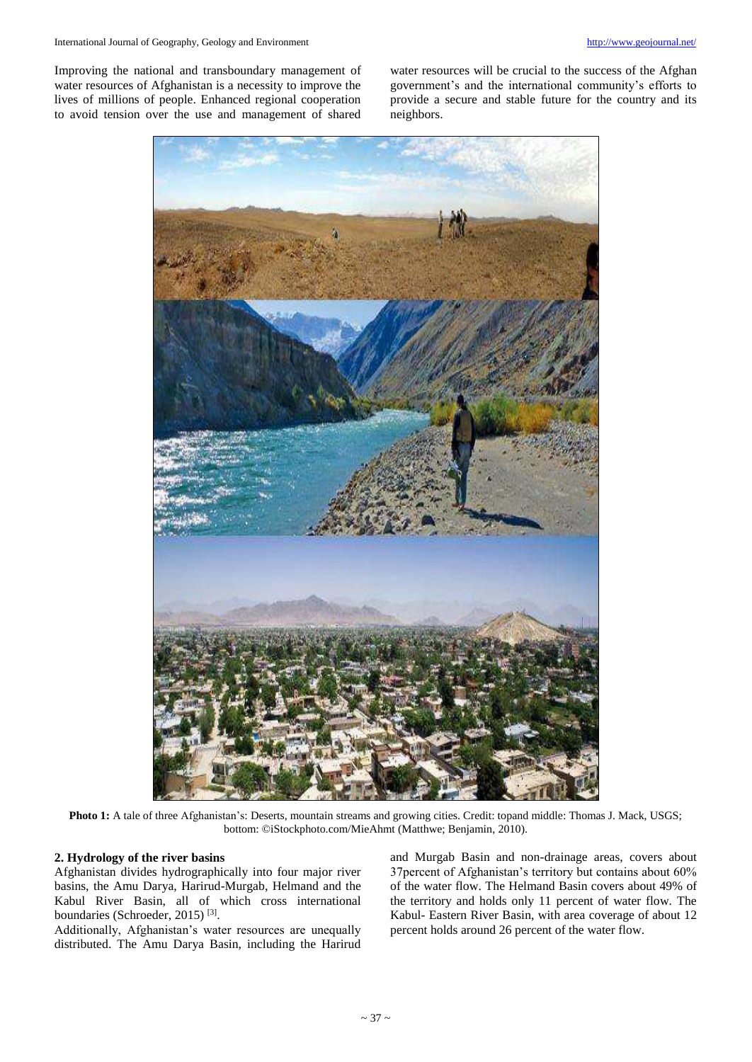Improving the national and transboundary management of water resources of Afghanistan is a necessity to improve the lives of millions of people. Enhanced regional cooperation to avoid tension over the use and management of shared water resources will be crucial to the success of the Afghan government's and the international community's efforts to provide a secure and stable future for the country and its neighbors.

**Photo 1:** A tale of three Afghanistan's: Deserts, mountain streams and growing cities. Credit: topand middle: Thomas J. Mack, USGS; bottom: ©iStockphoto.com/MieAhmt (Matthwe; Benjamin, 2010).

## 2. Hydrology of the river basins

Afghanistan divides hydrographically into four major river basins, the Amu Darya, Harirud-Murgab, Helmand and the Kabul River Basin, all of which cross international boundaries (Schroeder, 2015) [3].

Additionally, Afghanistan's water resources are unequally distributed. The Amu Darya Basin, including the Harirud and Murgab Basin and non-drainage areas, covers about 37percent of Afghanistan's territory but contains about 60% of the water flow. The Helmand Basin covers about 49% of the territory and holds only 11 percent of water flow. The Kabul- Eastern River Basin, with area coverage of about 12 percent holds around 26 percent of the water flow.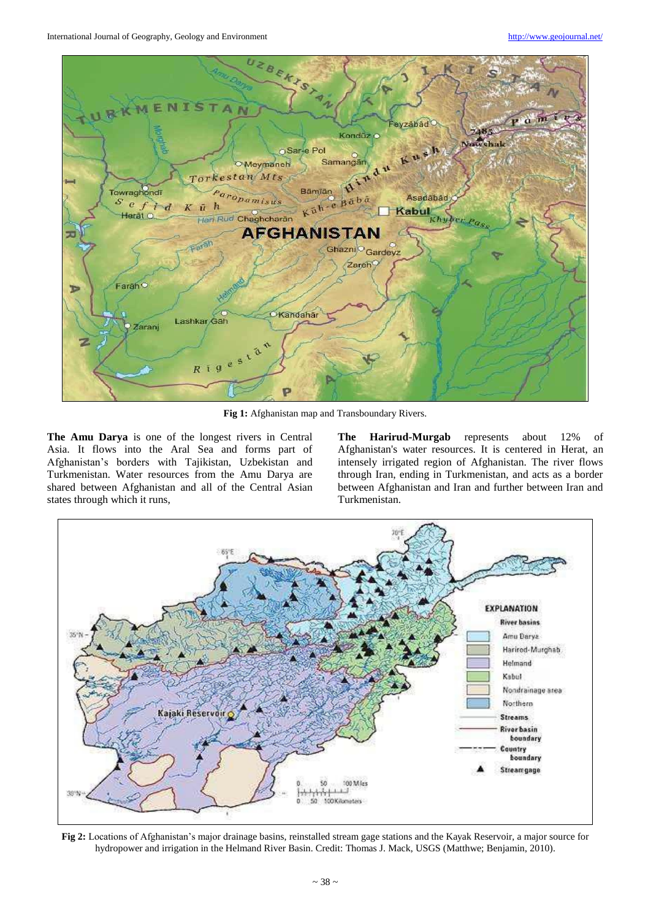**Fig 1:** Afghanistan map and Transboundary Rivers.

**The Amu Darya** is one of the longest rivers in Central Asia. It flows into the Aral Sea and forms part of Afghanistan's borders with Tajikistan, Uzbekistan and Turkmenistan. Water resources from the Amu Darya are shared between Afghanistan and all of the Central Asian states through which it runs,

**The Harirud-Murgab** represents about 12% of Afghanistan's water resources. It is centered in Herat, an intensely irrigated region of Afghanistan. The river flows through Iran, ending in Turkmenistan, and acts as a border between Afghanistan and Iran and further between Iran and Turkmenistan.

**Fig 2:** Locations of Afghanistan's major drainage basins, reinstalled stream gage stations and the Kayak Reservoir, a major source for hydropower and irrigation in the Helmand River Basin. Credit: Thomas J. Mack, USGS (Matthwe; Benjamin, 2010).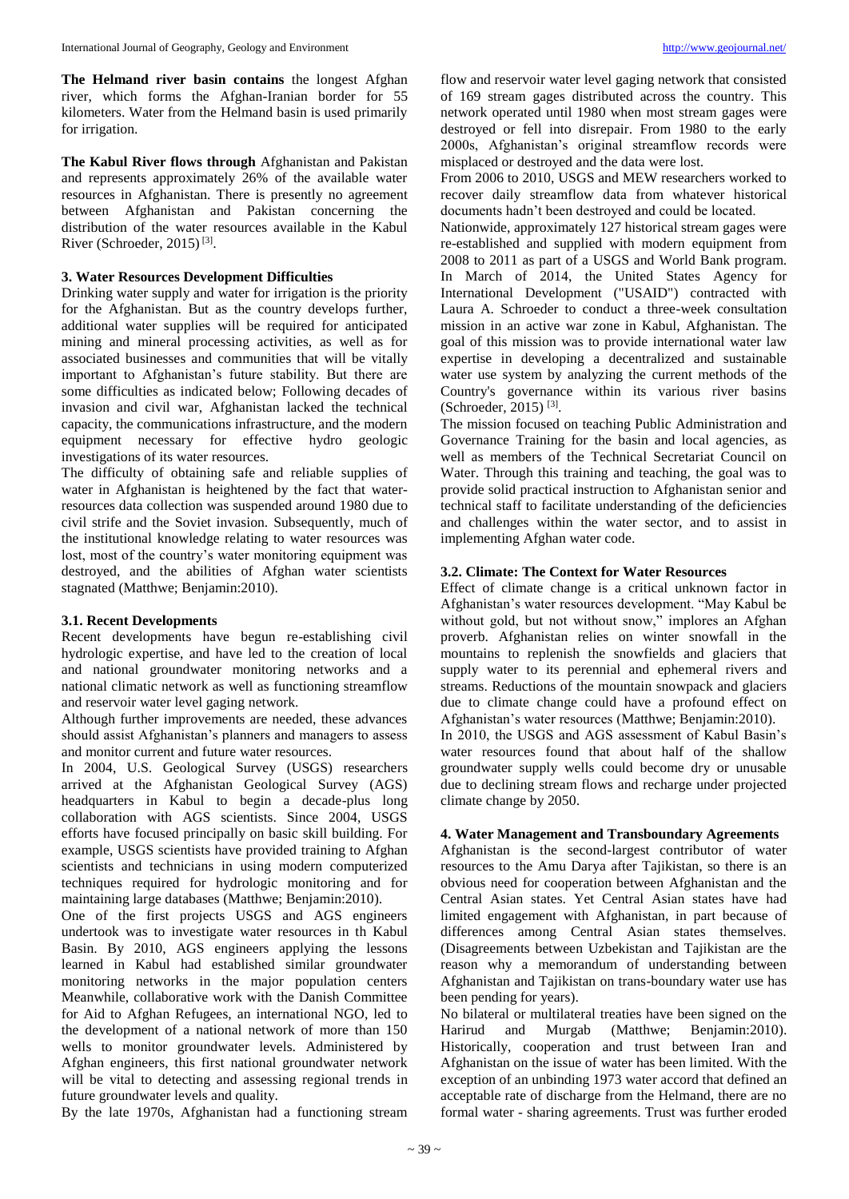**The Helmand river basin contains** the longest Afghan river, which forms the Afghan-Iranian border for 55 kilometers. Water from the Helmand basin is used primarily for irrigation.

**The Kabul River flows through** Afghanistan and Pakistan and represents approximately 26% of the available water resources in Afghanistan. There is presently no agreement between Afghanistan and Pakistan concerning the distribution of the water resources available in the Kabul River (Schroeder, 2015) [3].

### 3. Water Resources Development Difficulties

Drinking water supply and water for irrigation is the priority for the Afghanistan. But as the country develops further, additional water supplies will be required for anticipated mining and mineral processing activities, as well as for associated businesses and communities that will be vitally important to Afghanistan's future stability. But there are some difficulties as indicated below; Following decades of invasion and civil war, Afghanistan lacked the technical capacity, the communications infrastructure, and the modern equipment necessary for effective hydro geologic investigations of its water resources.

The difficulty of obtaining safe and reliable supplies of water in Afghanistan is heightened by the fact that water-resources data collection was suspended around 1980 due to civil strife and the Soviet invasion. Subsequently, much of the institutional knowledge relating to water resources was lost, most of the country's water monitoring equipment was destroyed, and the abilities of Afghan water scientists stagnated (Matthwe; Benjamin:2010).

### 3.1. Recent Developments

Recent developments have begun re-establishing civil hydrologic expertise, and have led to the creation of local and national groundwater monitoring networks and a national climatic network as well as functioning streamflow and reservoir water level gaging network.

Although further improvements are needed, these advances should assist Afghanistan's planners and managers to assess and monitor current and future water resources.

In 2004, U.S. Geological Survey (USGS) researchers arrived at the Afghanistan Geological Survey (AGS) headquarters in Kabul to begin a decade-plus long collaboration with AGS scientists. Since 2004, USGS efforts have focused principally on basic skill building. For example, USGS scientists have provided training to Afghan scientists and technicians in using modern computerized techniques required for hydrologic monitoring and for maintaining large databases (Matthwe; Benjamin:2010).

One of the first projects USGS and AGS engineers undertook was to investigate water resources in th Kabul Basin. By 2010, AGS engineers applying the lessons learned in Kabul had established similar groundwater monitoring networks in the major population centers Meanwhile, collaborative work with the Danish Committee for Aid to Afghan Refugees, an international NGO, led to the development of a national network of more than 150 wells to monitor groundwater levels. Administered by Afghan engineers, this first national groundwater network will be vital to detecting and assessing regional trends in future groundwater levels and quality.

By the late 1970s, Afghanistan had a functioning stream flow and reservoir water level gaging network that consisted of 169 stream gages distributed across the country. This network operated until 1980 when most stream gages were destroyed or fell into disrepair. From 1980 to the early 2000s, Afghanistan's original streamflow records were misplaced or destroyed and the data were lost.

From 2006 to 2010, USGS and MEW researchers worked to recover daily streamflow data from whatever historical documents hadn't been destroyed and could be located.

Nationwide, approximately 127 historical stream gages were re-established and supplied with modern equipment from 2008 to 2011 as part of a USGS and World Bank program. In March of 2014, the United States Agency for International Development ("USAID") contracted with Laura A. Schroeder to conduct a three-week consultation mission in an active war zone in Kabul, Afghanistan. The goal of this mission was to provide international water law expertise in developing a decentralized and sustainable water use system by analyzing the current methods of the Country's governance within its various river basins (Schroeder, 2015) [3].

The mission focused on teaching Public Administration and Governance Training for the basin and local agencies, as well as members of the Technical Secretariat Council on Water. Through this training and teaching, the goal was to provide solid practical instruction to Afghanistan senior and technical staff to facilitate understanding of the deficiencies and challenges within the water sector, and to assist in implementing Afghan water code.

### 3.2. Climate: The Context for Water Resources

Effect of climate change is a critical unknown factor in Afghanistan's water resources development. "May Kabul be without gold, but not without snow," implores an Afghan proverb. Afghanistan relies on winter snowfall in the mountains to replenish the snowfields and glaciers that supply water to its perennial and ephemeral rivers and streams. Reductions of the mountain snowpack and glaciers due to climate change could have a profound effect on Afghanistan's water resources (Matthwe; Benjamin:2010).

In 2010, the USGS and AGS assessment of Kabul Basin's water resources found that about half of the shallow groundwater supply wells could become dry or unusable due to declining stream flows and recharge under projected climate change by 2050.

### 4. Water Management and Transboundary Agreements

Afghanistan is the second-largest contributor of water resources to the Amu Darya after Tajikistan, so there is an obvious need for cooperation between Afghanistan and the Central Asian states. Yet Central Asian states have had limited engagement with Afghanistan, in part because of differences among Central Asian states themselves. (Disagreements between Uzbekistan and Tajikistan are the reason why a memorandum of understanding between Afghanistan and Tajikistan on trans-boundary water use has been pending for years).

No bilateral or multilateral treaties have been signed on the Harirud and Murgab (Matthwe; Benjamin:2010). Historically, cooperation and trust between Iran and Afghanistan on the issue of water has been limited. With the exception of an unbinding 1973 water accord that defined an acceptable rate of discharge from the Helmand, there are no formal water - sharing agreements. Trust was further eroded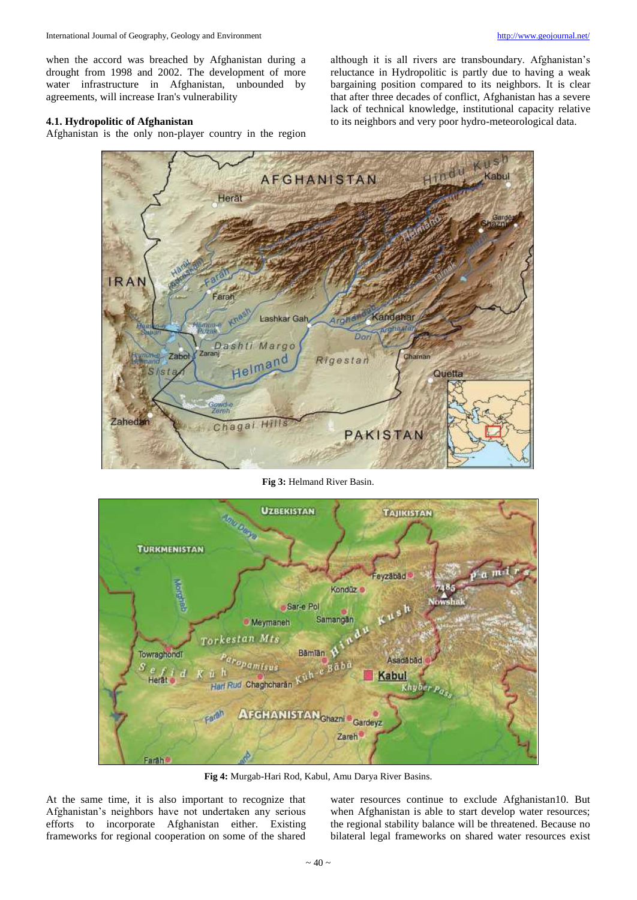when the accord was breached by Afghanistan during a drought from 1998 and 2002. The development of more water infrastructure in Afghanistan, unbounded by agreements, will increase Iran's vulnerability

### 4.1. Hydropolitic of Afghanistan

Afghanistan is the only non-player country in the region although it is all rivers are transboundary. Afghanistan's reluctance in Hydropolitic is partly due to having a weak bargaining position compared to its neighbors. It is clear that after three decades of conflict, Afghanistan has a severe lack of technical knowledge, institutional capacity relative to its neighbors and very poor hydro-meteorological data.

**Fig 3:** Helmand River Basin.

**Fig 4:** Murgab-Hari Rod, Kabul, Amu Darya River Basins.

At the same time, it is also important to recognize that Afghanistan's neighbors have not undertaken any serious efforts to incorporate Afghanistan either. Existing frameworks for regional cooperation on some of the shared water resources continue to exclude Afghanistan10. But when Afghanistan is able to start develop water resources; the regional stability balance will be threatened. Because no bilateral legal frameworks on shared water resources exist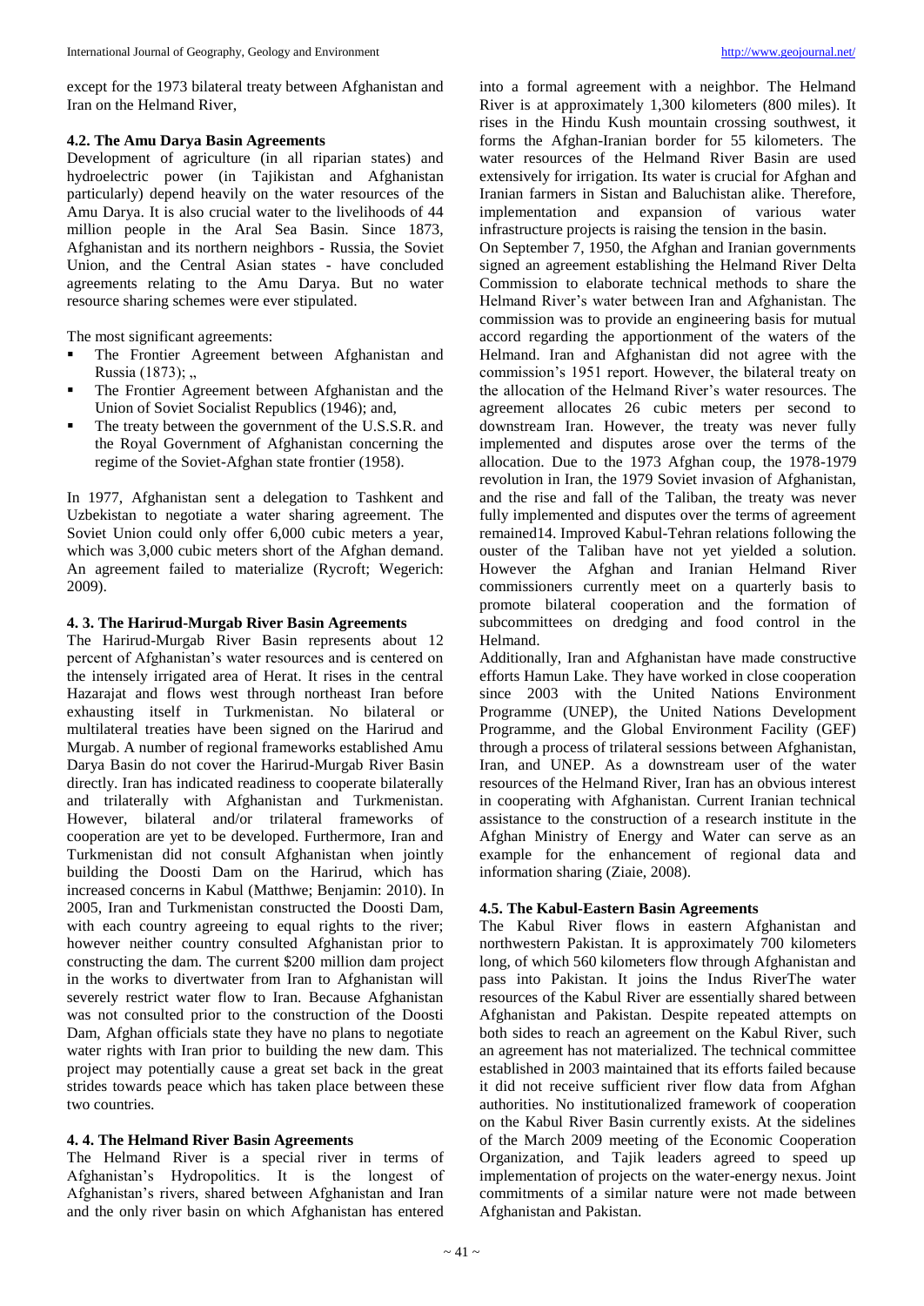except for the 1973 bilateral treaty between Afghanistan and Iran on the Helmand River,

### 4.2. The Amu Darya Basin Agreements

Development of agriculture (in all riparian states) and hydroelectric power (in Tajikistan and Afghanistan particularly) depend heavily on the water resources of the Amu Darya. It is also crucial water to the livelihoods of 44 million people in the Aral Sea Basin. Since 1873, Afghanistan and its northern neighbors - Russia, the Soviet Union, and the Central Asian states - have concluded agreements relating to the Amu Darya. But no water resource sharing schemes were ever stipulated.

The most significant agreements:

- The Frontier Agreement between Afghanistan and Russia (1873); „
- The Frontier Agreement between Afghanistan and the Union of Soviet Socialist Republics (1946); and,
- The treaty between the government of the U.S.S.R. and the Royal Government of Afghanistan concerning the regime of the Soviet-Afghan state frontier (1958).

In 1977, Afghanistan sent a delegation to Tashkent and Uzbekistan to negotiate a water sharing agreement. The Soviet Union could only offer 6,000 cubic meters a year, which was 3,000 cubic meters short of the Afghan demand. An agreement failed to materialize (Rycroft; Wegerich: 2009).

### 4. 3. The Harirud-Murgab River Basin Agreements

The Harirud-Murgab River Basin represents about 12 percent of Afghanistan's water resources and is centered on the intensely irrigated area of Herat. It rises in the central Hazarajat and flows west through northeast Iran before exhausting itself in Turkmenistan. No bilateral or multilateral treaties have been signed on the Harirud and Murgab. A number of regional frameworks established Amu Darya Basin do not cover the Harirud-Murgab River Basin directly. Iran has indicated readiness to cooperate bilaterally and trilaterally with Afghanistan and Turkmenistan. However, bilateral and/or trilateral frameworks of cooperation are yet to be developed. Furthermore, Iran and Turkmenistan did not consult Afghanistan when jointly building the Doosti Dam on the Harirud, which has increased concerns in Kabul (Matthwe; Benjamin: 2010). In 2005, Iran and Turkmenistan constructed the Doosti Dam, with each country agreeing to equal rights to the river; however neither country consulted Afghanistan prior to constructing the dam. The current $200 million dam project in the works to divertwater from Iran to Afghanistan will severely restrict water flow to Iran. Because Afghanistan was not consulted prior to the construction of the Doosti Dam, Afghan officials state they have no plans to negotiate water rights with Iran prior to building the new dam. This project may potentially cause a great set back in the great strides towards peace which has taken place between these two countries.

### 4. 4. The Helmand River Basin Agreements

The Helmand River is a special river in terms of Afghanistan's Hydropolitics. It is the longest of Afghanistan's rivers, shared between Afghanistan and Iran and the only river basin on which Afghanistan has entered into a formal agreement with a neighbor. The Helmand River is at approximately 1,300 kilometers (800 miles). It rises in the Hindu Kush mountain crossing southwest, it forms the Afghan-Iranian border for 55 kilometers. The water resources of the Helmand River Basin are used extensively for irrigation. Its water is crucial for Afghan and Iranian farmers in Sistan and Baluchistan alike. Therefore, implementation and expansion of various water infrastructure projects is raising the tension in the basin.

On September 7, 1950, the Afghan and Iranian governments signed an agreement establishing the Helmand River Delta Commission to elaborate technical methods to share the Helmand River's water between Iran and Afghanistan. The commission was to provide an engineering basis for mutual accord regarding the apportionment of the waters of the Helmand. Iran and Afghanistan did not agree with the commission's 1951 report. However, the bilateral treaty on the allocation of the Helmand River's water resources. The agreement allocates 26 cubic meters per second to downstream Iran. However, the treaty was never fully implemented and disputes arose over the terms of the allocation. Due to the 1973 Afghan coup, the 1978-1979 revolution in Iran, the 1979 Soviet invasion of Afghanistan, and the rise and fall of the Taliban, the treaty was never fully implemented and disputes over the terms of agreement remained14. Improved Kabul-Tehran relations following the ouster of the Taliban have not yet yielded a solution. However the Afghan and Iranian Helmand River commissioners currently meet on a quarterly basis to promote bilateral cooperation and the formation of subcommittees on dredging and food control in the Helmand.

Additionally, Iran and Afghanistan have made constructive efforts Hamun Lake. They have worked in close cooperation since 2003 with the United Nations Environment Programme (UNEP), the United Nations Development Programme, and the Global Environment Facility (GEF) through a process of trilateral sessions between Afghanistan, Iran, and UNEP. As a downstream user of the water resources of the Helmand River, Iran has an obvious interest in cooperating with Afghanistan. Current Iranian technical assistance to the construction of a research institute in the Afghan Ministry of Energy and Water can serve as an example for the enhancement of regional data and information sharing (Ziaie, 2008).

### 4.5. The Kabul-Eastern Basin Agreements

The Kabul River flows in eastern Afghanistan and northwestern Pakistan. It is approximately 700 kilometers long, of which 560 kilometers flow through Afghanistan and pass into Pakistan. It joins the Indus RiverThe water resources of the Kabul River are essentially shared between Afghanistan and Pakistan. Despite repeated attempts on both sides to reach an agreement on the Kabul River, such an agreement has not materialized. The technical committee established in 2003 maintained that its efforts failed because it did not receive sufficient river flow data from Afghan authorities. No institutionalized framework of cooperation on the Kabul River Basin currently exists. At the sidelines of the March 2009 meeting of the Economic Cooperation Organization, and Tajik leaders agreed to speed up implementation of projects on the water-energy nexus. Joint commitments of a similar nature were not made between Afghanistan and Pakistan.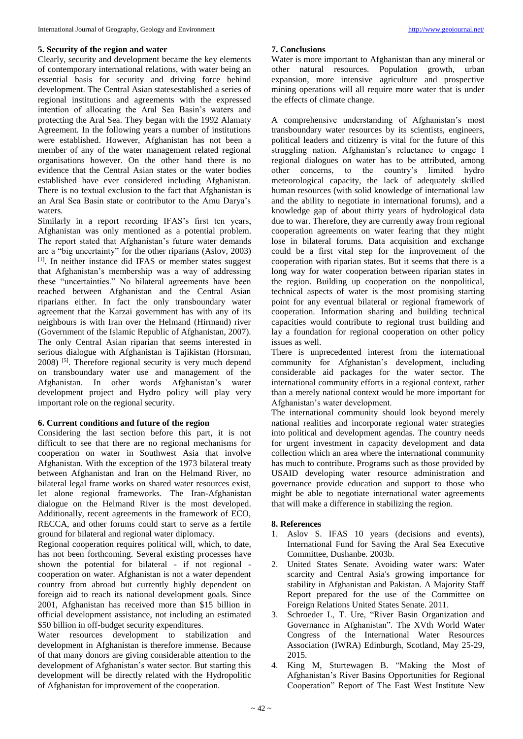## 5. Security of the region and water

Clearly, security and development became the key elements of contemporary international relations, with water being an essential basis for security and driving force behind development. The Central Asian statesestablished a series of regional institutions and agreements with the expressed intention of allocating the Aral Sea Basin's waters and protecting the Aral Sea. They began with the 1992 Alamaty Agreement. In the following years a number of institutions were established. However, Afghanistan has not been a member of any of the water management related regional organisations however. On the other hand there is no evidence that the Central Asian states or the water bodies established have ever considered including Afghanistan. There is no textual exclusion to the fact that Afghanistan is an Aral Sea Basin state or contributor to the Amu Darya's waters.

Similarly in a report recording IFAS's first ten years, Afghanistan was only mentioned as a potential problem. The report stated that Afghanistan's future water demands are a "big uncertainty" for the other riparians (Aslov, 2003) [1]. In neither instance did IFAS or member states suggest that Afghanistan's membership was a way of addressing these "uncertainties." No bilateral agreements have been reached between Afghanistan and the Central Asian riparians either. In fact the only transboundary water agreement that the Karzai government has with any of its neighbours is with Iran over the Helmand (Hirmand) river (Government of the Islamic Republic of Afghanistan, 2007). The only Central Asian riparian that seems interested in serious dialogue with Afghanistan is Tajikistan (Horsman, 2008) [5]. Therefore regional security is very much depend on transboundary water use and management of the Afghanistan. In other words Afghanistan's water development project and Hydro policy will play very important role on the regional security.

## 6. Current conditions and future of the region

Considering the last section before this part, it is not difficult to see that there are no regional mechanisms for cooperation on water in Southwest Asia that involve Afghanistan. With the exception of the 1973 bilateral treaty between Afghanistan and Iran on the Helmand River, no bilateral legal frame works on shared water resources exist, let alone regional frameworks. The Iran-Afghanistan dialogue on the Helmand River is the most developed. Additionally, recent agreements in the framework of ECO, RECCA, and other forums could start to serve as a fertile ground for bilateral and regional water diplomacy.

Regional cooperation requires political will, which, to date, has not been forthcoming. Several existing processes have shown the potential for bilateral - if not regional - cooperation on water. Afghanistan is not a water dependent country from abroad but currently highly dependent on foreign aid to reach its national development goals. Since 2001, Afghanistan has received more than \$15 billion in official development assistance, not including an estimated \$50 billion in off-budget security expenditures.

Water resources development to stabilization and development in Afghanistan is therefore immense. Because of that many donors are giving considerable attention to the development of Afghanistan's water sector. But starting this development will be directly related with the Hydropolitic of Afghanistan for improvement of the cooperation.

## 7. Conclusions

Water is more important to Afghanistan than any mineral or other natural resources. Population growth, urban expansion, more intensive agriculture and prospective mining operations will all require more water that is under the effects of climate change.

A comprehensive understanding of Afghanistan's most transboundary water resources by its scientists, engineers, political leaders and citizenry is vital for the future of this struggling nation. Afghanistan's reluctance to engage I regional dialogues on water has to be attributed, among other concerns, to the country's limited hydro meteorological capacity, the lack of adequately skilled human resources (with solid knowledge of international law and the ability to negotiate in international forums), and a knowledge gap of about thirty years of hydrological data due to war. Therefore, they are currently away from regional cooperation agreements on water fearing that they might lose in bilateral forums. Data acquisition and exchange could be a first vital step for the improvement of the cooperation with riparian states. But it seems that there is a long way for water cooperation between riparian states in the region. Building up cooperation on the nonpolitical, technical aspects of water is the most promising starting point for any eventual bilateral or regional framework of cooperation. Information sharing and building technical capacities would contribute to regional trust building and lay a foundation for regional cooperation on other policy issues as well.

There is unprecedented interest from the international community for Afghanistan's development, including considerable aid packages for the water sector. The international community efforts in a regional context, rather than a merely national context would be more important for Afghanistan's water development.

The international community should look beyond merely national realities and incorporate regional water strategies into political and development agendas. The country needs for urgent investment in capacity development and data collection which an area where the international community has much to contribute. Programs such as those provided by USAID developing water resource administration and governance provide education and support to those who might be able to negotiate international water agreements that will make a difference in stabilizing the region.

## 8. References

1. Aslov S. IFAS 10 years (decisions and events), International Fund for Saving the Aral Sea Executive Committee, Dushanbe. 2003b.
2. United States Senate. Avoiding water wars: Water scarcity and Central Asia's growing importance for stability in Afghanistan and Pakistan. A Majority Staff Report prepared for the use of the Committee on Foreign Relations United States Senate. 2011.
3. Schroeder L, T. Ure, "River Basin Organization and Governance in Afghanistan". The XVth World Water Congress of the International Water Resources Association (IWRA) Edinburgh, Scotland, May 25-29, 2015.
4. King M, Sturtewagen B. "Making the Most of Afghanistan's River Basins Opportunities for Regional Cooperation" Report of The East West Institute New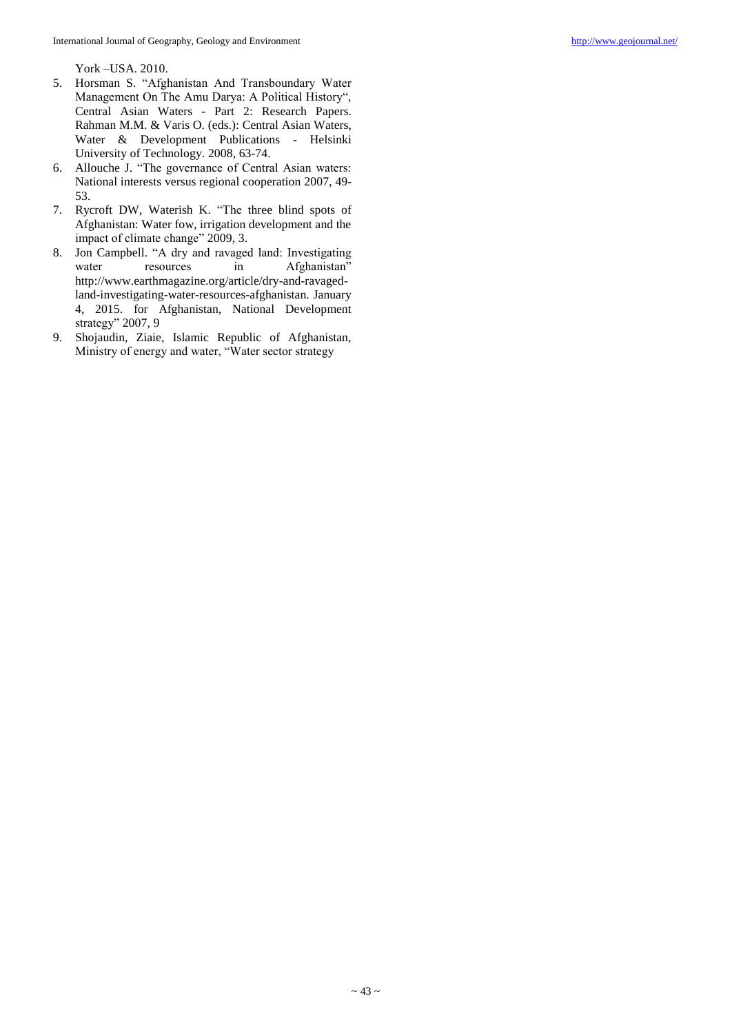York –USA. 2010.

5. Horsman S. "Afghanistan And Transboundary Water Management On The Amu Darya: A Political History", Central Asian Waters - Part 2: Research Papers. Rahman M.M. & Varis O. (eds.): Central Asian Waters, Water & Development Publications - Helsinki University of Technology. 2008, 63-74.
6. Allouche J. "The governance of Central Asian waters: National interests versus regional cooperation 2007, 49-53.
7. Rycroft DW, Waterish K. "The three blind spots of Afghanistan: Water fow, irrigation development and the impact of climate change" 2009, 3.
8. Jon Campbell. "A dry and ravaged land: Investigating water resources in Afghanistan" http://www.earthmagazine.org/article/dry-and-ravaged-land-investigating-water-resources-afghanistan. January 4, 2015. for Afghanistan, National Development strategy" 2007, 9
9. Shojaudin, Ziaie, Islamic Republic of Afghanistan, Ministry of energy and water, "Water sector strategy